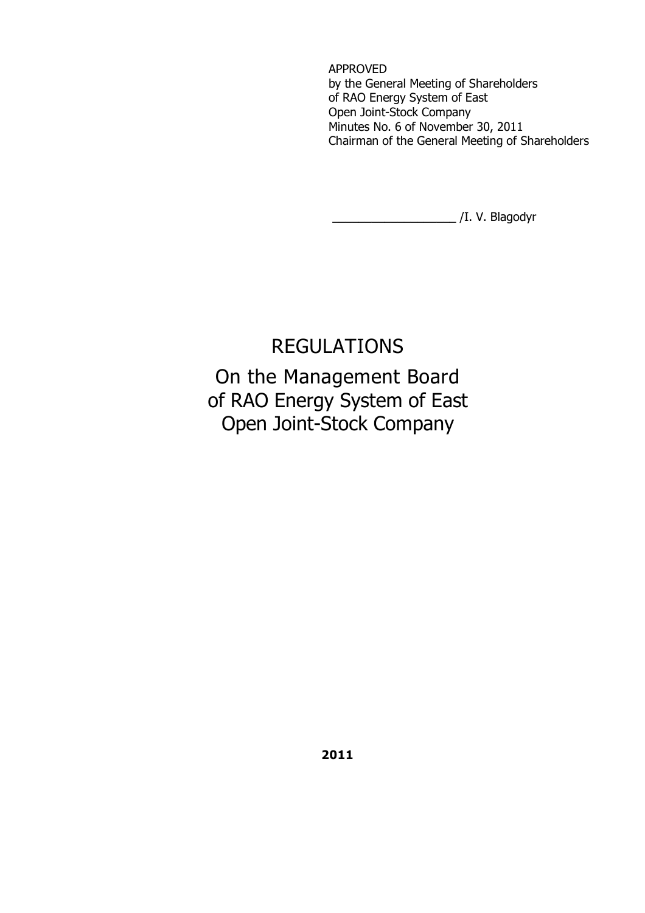APPROVED
by the General Meeting of Shareholders
of RAO Energy System of East
Open Joint-Stock Company
Minutes No. 6 of November 30, 2011
Chairman of the General Meeting of Shareholders

__________________ /I. V. Blagodyr

# REGULATIONS

## On the Management Board of RAO Energy System of East Open Joint-Stock Company

**2011**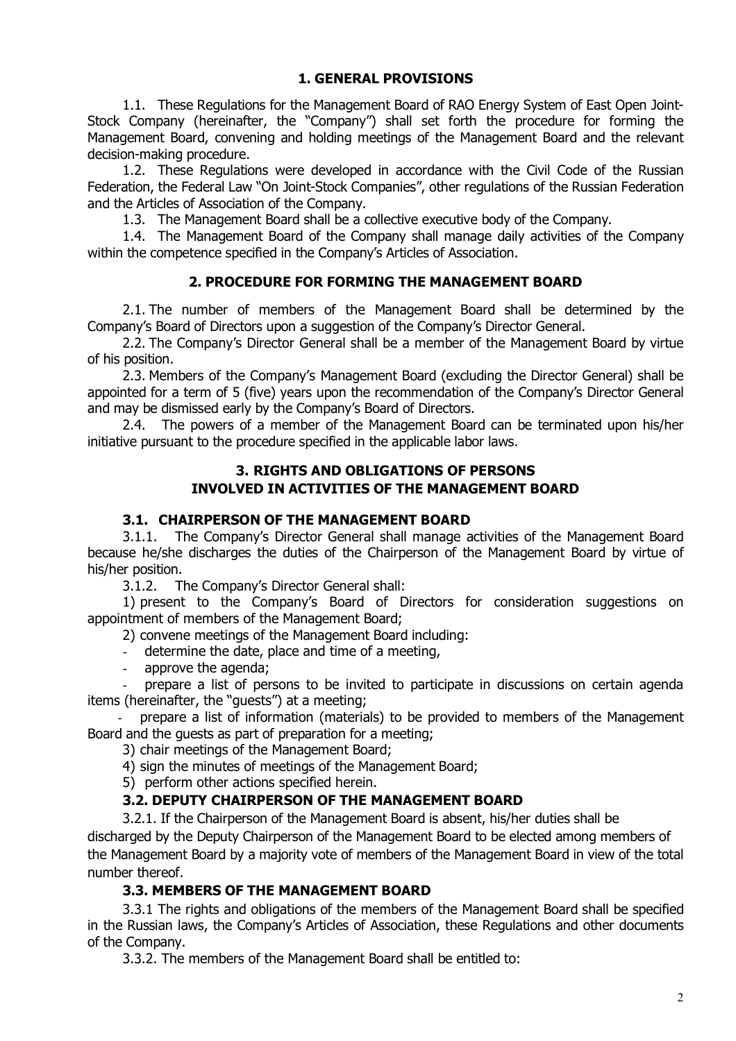## 1. GENERAL PROVISIONS

1.1. These Regulations for the Management Board of RAO Energy System of East Open Joint-Stock Company (hereinafter, the "Company") shall set forth the procedure for forming the Management Board, convening and holding meetings of the Management Board and the relevant decision-making procedure.

1.2. These Regulations were developed in accordance with the Civil Code of the Russian Federation, the Federal Law "On Joint-Stock Companies", other regulations of the Russian Federation and the Articles of Association of the Company.

1.3. The Management Board shall be a collective executive body of the Company.

1.4. The Management Board of the Company shall manage daily activities of the Company within the competence specified in the Company's Articles of Association.

## 2. PROCEDURE FOR FORMING THE MANAGEMENT BOARD

2.1. The number of members of the Management Board shall be determined by the Company's Board of Directors upon a suggestion of the Company's Director General.

2.2. The Company's Director General shall be a member of the Management Board by virtue of his position.

2.3. Members of the Company's Management Board (excluding the Director General) shall be appointed for a term of 5 (five) years upon the recommendation of the Company's Director General and may be dismissed early by the Company's Board of Directors.

2.4. The powers of a member of the Management Board can be terminated upon his/her initiative pursuant to the procedure specified in the applicable labor laws.

## 3. RIGHTS AND OBLIGATIONS OF PERSONS INVOLVED IN ACTIVITIES OF THE MANAGEMENT BOARD

### 3.1. CHAIRPERSON OF THE MANAGEMENT BOARD

3.1.1. The Company's Director General shall manage activities of the Management Board because he/she discharges the duties of the Chairperson of the Management Board by virtue of his/her position.

3.1.2. The Company's Director General shall:

1) present to the Company's Board of Directors for consideration suggestions on appointment of members of the Management Board;

2) convene meetings of the Management Board including:

- determine the date, place and time of a meeting,
- approve the agenda;
- prepare a list of persons to be invited to participate in discussions on certain agenda items (hereinafter, the "guests") at a meeting;
- prepare a list of information (materials) to be provided to members of the Management Board and the guests as part of preparation for a meeting;

3) chair meetings of the Management Board;

4) sign the minutes of meetings of the Management Board;

5) perform other actions specified herein.

### 3.2. DEPUTY CHAIRPERSON OF THE MANAGEMENT BOARD

3.2.1. If the Chairperson of the Management Board is absent, his/her duties shall be discharged by the Deputy Chairperson of the Management Board to be elected among members of the Management Board by a majority vote of members of the Management Board in view of the total number thereof.

### 3.3. MEMBERS OF THE MANAGEMENT BOARD

3.3.1 The rights and obligations of the members of the Management Board shall be specified in the Russian laws, the Company's Articles of Association, these Regulations and other documents of the Company.

3.3.2. The members of the Management Board shall be entitled to: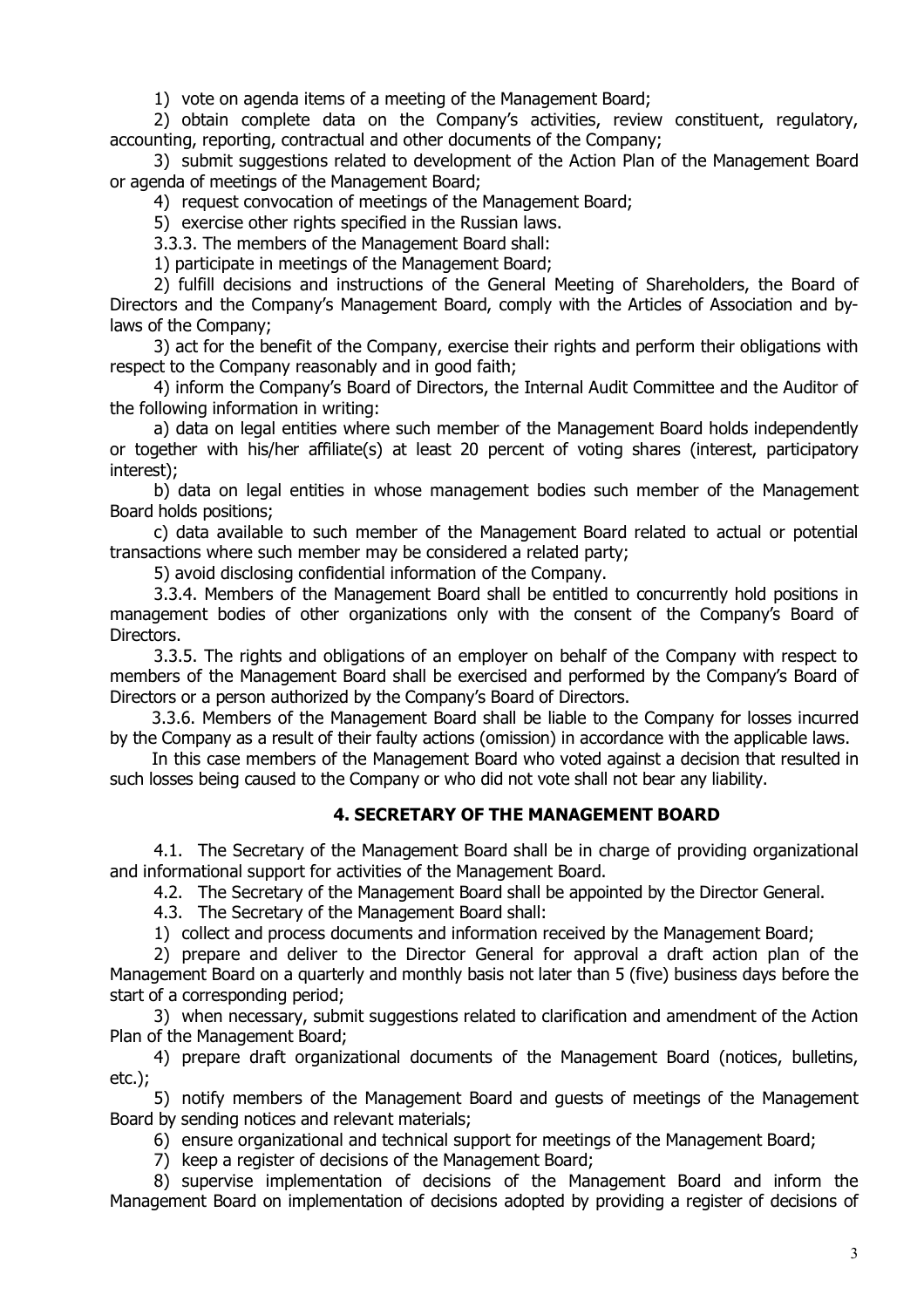1) vote on agenda items of a meeting of the Management Board;

2) obtain complete data on the Company's activities, review constituent, regulatory, accounting, reporting, contractual and other documents of the Company;

3) submit suggestions related to development of the Action Plan of the Management Board or agenda of meetings of the Management Board;

4) request convocation of meetings of the Management Board;

5) exercise other rights specified in the Russian laws.

3.3.3. The members of the Management Board shall:

1) participate in meetings of the Management Board;

2) fulfill decisions and instructions of the General Meeting of Shareholders, the Board of Directors and the Company's Management Board, comply with the Articles of Association and by-laws of the Company;

3) act for the benefit of the Company, exercise their rights and perform their obligations with respect to the Company reasonably and in good faith;

4) inform the Company's Board of Directors, the Internal Audit Committee and the Auditor of the following information in writing:

a) data on legal entities where such member of the Management Board holds independently or together with his/her affiliate(s) at least 20 percent of voting shares (interest, participatory interest);

b) data on legal entities in whose management bodies such member of the Management Board holds positions;

c) data available to such member of the Management Board related to actual or potential transactions where such member may be considered a related party;

5) avoid disclosing confidential information of the Company.

3.3.4. Members of the Management Board shall be entitled to concurrently hold positions in management bodies of other organizations only with the consent of the Company's Board of Directors.

3.3.5. The rights and obligations of an employer on behalf of the Company with respect to members of the Management Board shall be exercised and performed by the Company's Board of Directors or a person authorized by the Company's Board of Directors.

3.3.6. Members of the Management Board shall be liable to the Company for losses incurred by the Company as a result of their faulty actions (omission) in accordance with the applicable laws.

In this case members of the Management Board who voted against a decision that resulted in such losses being caused to the Company or who did not vote shall not bear any liability.

## 4. SECRETARY OF THE MANAGEMENT BOARD

4.1. The Secretary of the Management Board shall be in charge of providing organizational and informational support for activities of the Management Board.

4.2. The Secretary of the Management Board shall be appointed by the Director General.

4.3. The Secretary of the Management Board shall:

1) collect and process documents and information received by the Management Board;

2) prepare and deliver to the Director General for approval a draft action plan of the Management Board on a quarterly and monthly basis not later than 5 (five) business days before the start of a corresponding period;

3) when necessary, submit suggestions related to clarification and amendment of the Action Plan of the Management Board;

4) prepare draft organizational documents of the Management Board (notices, bulletins, etc.);

5) notify members of the Management Board and guests of meetings of the Management Board by sending notices and relevant materials;

6) ensure organizational and technical support for meetings of the Management Board;

7) keep a register of decisions of the Management Board;

8) supervise implementation of decisions of the Management Board and inform the Management Board on implementation of decisions adopted by providing a register of decisions of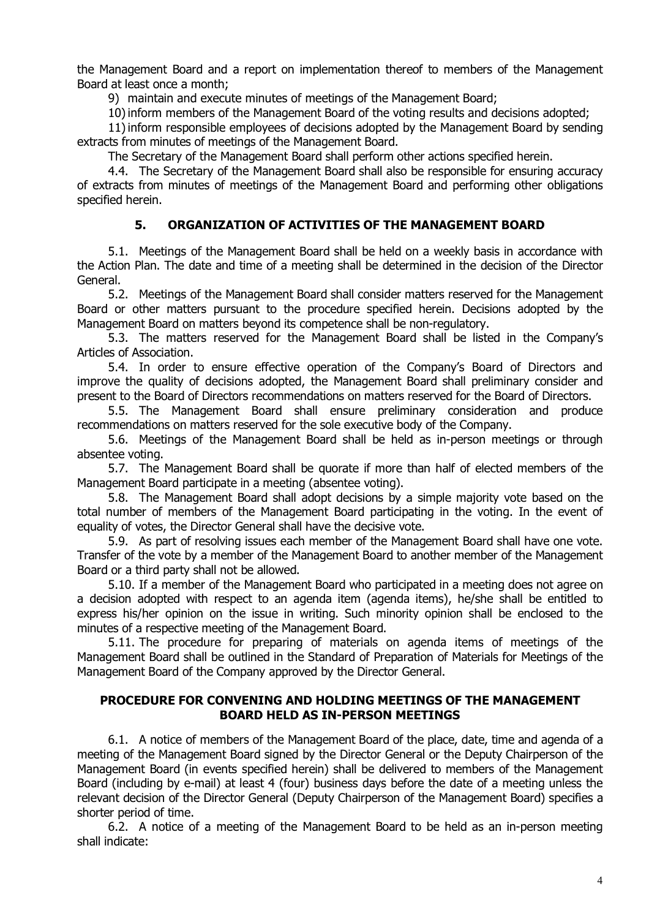the Management Board and a report on implementation thereof to members of the Management Board at least once a month;

9) maintain and execute minutes of meetings of the Management Board;

10) inform members of the Management Board of the voting results and decisions adopted;

11) inform responsible employees of decisions adopted by the Management Board by sending extracts from minutes of meetings of the Management Board.

The Secretary of the Management Board shall perform other actions specified herein.

4.4. The Secretary of the Management Board shall also be responsible for ensuring accuracy of extracts from minutes of meetings of the Management Board and performing other obligations specified herein.

## 5. ORGANIZATION OF ACTIVITIES OF THE MANAGEMENT BOARD

5.1. Meetings of the Management Board shall be held on a weekly basis in accordance with the Action Plan. The date and time of a meeting shall be determined in the decision of the Director General.

5.2. Meetings of the Management Board shall consider matters reserved for the Management Board or other matters pursuant to the procedure specified herein. Decisions adopted by the Management Board on matters beyond its competence shall be non-regulatory.

5.3. The matters reserved for the Management Board shall be listed in the Company's Articles of Association.

5.4. In order to ensure effective operation of the Company's Board of Directors and improve the quality of decisions adopted, the Management Board shall preliminary consider and present to the Board of Directors recommendations on matters reserved for the Board of Directors.

5.5. The Management Board shall ensure preliminary consideration and produce recommendations on matters reserved for the sole executive body of the Company.

5.6. Meetings of the Management Board shall be held as in-person meetings or through absentee voting.

5.7. The Management Board shall be quorate if more than half of elected members of the Management Board participate in a meeting (absentee voting).

5.8. The Management Board shall adopt decisions by a simple majority vote based on the total number of members of the Management Board participating in the voting. In the event of equality of votes, the Director General shall have the decisive vote.

5.9. As part of resolving issues each member of the Management Board shall have one vote. Transfer of the vote by a member of the Management Board to another member of the Management Board or a third party shall not be allowed.

5.10. If a member of the Management Board who participated in a meeting does not agree on a decision adopted with respect to an agenda item (agenda items), he/she shall be entitled to express his/her opinion on the issue in writing. Such minority opinion shall be enclosed to the minutes of a respective meeting of the Management Board.

5.11. The procedure for preparing of materials on agenda items of meetings of the Management Board shall be outlined in the Standard of Preparation of Materials for Meetings of the Management Board of the Company approved by the Director General.

## PROCEDURE FOR CONVENING AND HOLDING MEETINGS OF THE MANAGEMENT BOARD HELD AS IN-PERSON MEETINGS

6.1. A notice of members of the Management Board of the place, date, time and agenda of a meeting of the Management Board signed by the Director General or the Deputy Chairperson of the Management Board (in events specified herein) shall be delivered to members of the Management Board (including by e-mail) at least 4 (four) business days before the date of a meeting unless the relevant decision of the Director General (Deputy Chairperson of the Management Board) specifies a shorter period of time.

6.2. A notice of a meeting of the Management Board to be held as an in-person meeting shall indicate: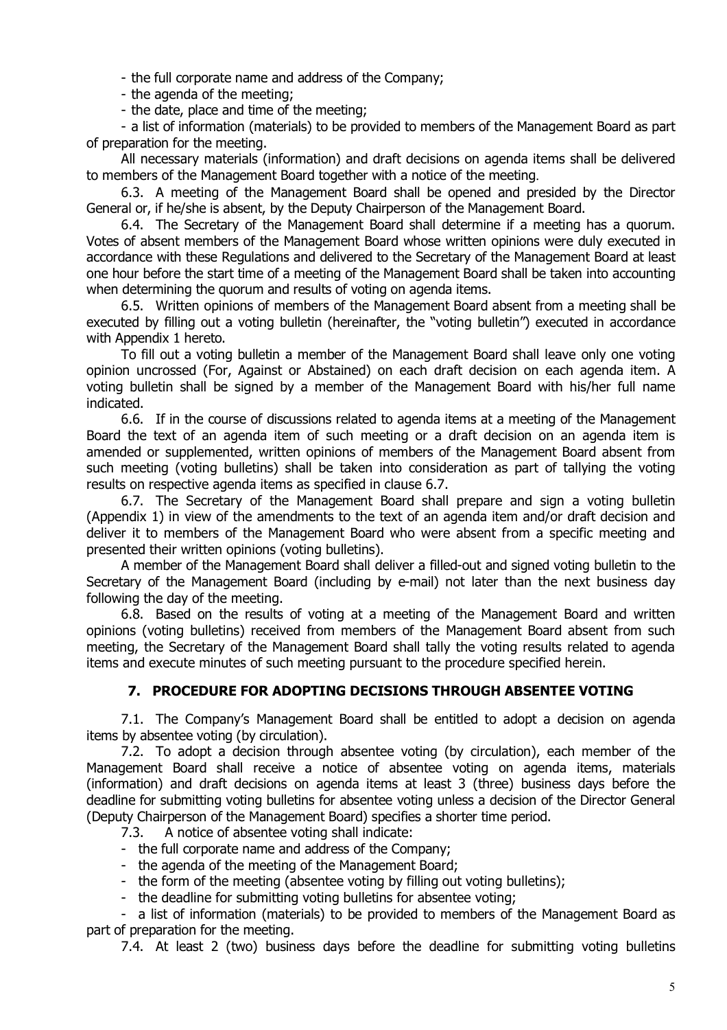- the full corporate name and address of the Company;
- the agenda of the meeting;
- the date, place and time of the meeting;
- a list of information (materials) to be provided to members of the Management Board as part of preparation for the meeting.

All necessary materials (information) and draft decisions on agenda items shall be delivered to members of the Management Board together with a notice of the meeting.

6.3. A meeting of the Management Board shall be opened and presided by the Director General or, if he/she is absent, by the Deputy Chairperson of the Management Board.

6.4. The Secretary of the Management Board shall determine if a meeting has a quorum. Votes of absent members of the Management Board whose written opinions were duly executed in accordance with these Regulations and delivered to the Secretary of the Management Board at least one hour before the start time of a meeting of the Management Board shall be taken into accounting when determining the quorum and results of voting on agenda items.

6.5. Written opinions of members of the Management Board absent from a meeting shall be executed by filling out a voting bulletin (hereinafter, the "voting bulletin") executed in accordance with Appendix 1 hereto.

To fill out a voting bulletin a member of the Management Board shall leave only one voting opinion uncrossed (For, Against or Abstained) on each draft decision on each agenda item. A voting bulletin shall be signed by a member of the Management Board with his/her full name indicated.

6.6. If in the course of discussions related to agenda items at a meeting of the Management Board the text of an agenda item of such meeting or a draft decision on an agenda item is amended or supplemented, written opinions of members of the Management Board absent from such meeting (voting bulletins) shall be taken into consideration as part of tallying the voting results on respective agenda items as specified in clause 6.7.

6.7. The Secretary of the Management Board shall prepare and sign a voting bulletin (Appendix 1) in view of the amendments to the text of an agenda item and/or draft decision and deliver it to members of the Management Board who were absent from a specific meeting and presented their written opinions (voting bulletins).

A member of the Management Board shall deliver a filled-out and signed voting bulletin to the Secretary of the Management Board (including by e-mail) not later than the next business day following the day of the meeting.

6.8. Based on the results of voting at a meeting of the Management Board and written opinions (voting bulletins) received from members of the Management Board absent from such meeting, the Secretary of the Management Board shall tally the voting results related to agenda items and execute minutes of such meeting pursuant to the procedure specified herein.

## 7. PROCEDURE FOR ADOPTING DECISIONS THROUGH ABSENTEE VOTING

7.1. The Company's Management Board shall be entitled to adopt a decision on agenda items by absentee voting (by circulation).

7.2. To adopt a decision through absentee voting (by circulation), each member of the Management Board shall receive a notice of absentee voting on agenda items, materials (information) and draft decisions on agenda items at least 3 (three) business days before the deadline for submitting voting bulletins for absentee voting unless a decision of the Director General (Deputy Chairperson of the Management Board) specifies a shorter time period.

7.3. A notice of absentee voting shall indicate:

- the full corporate name and address of the Company;
- the agenda of the meeting of the Management Board;
- the form of the meeting (absentee voting by filling out voting bulletins);
- the deadline for submitting voting bulletins for absentee voting;
- a list of information (materials) to be provided to members of the Management Board as part of preparation for the meeting.

7.4. At least 2 (two) business days before the deadline for submitting voting bulletins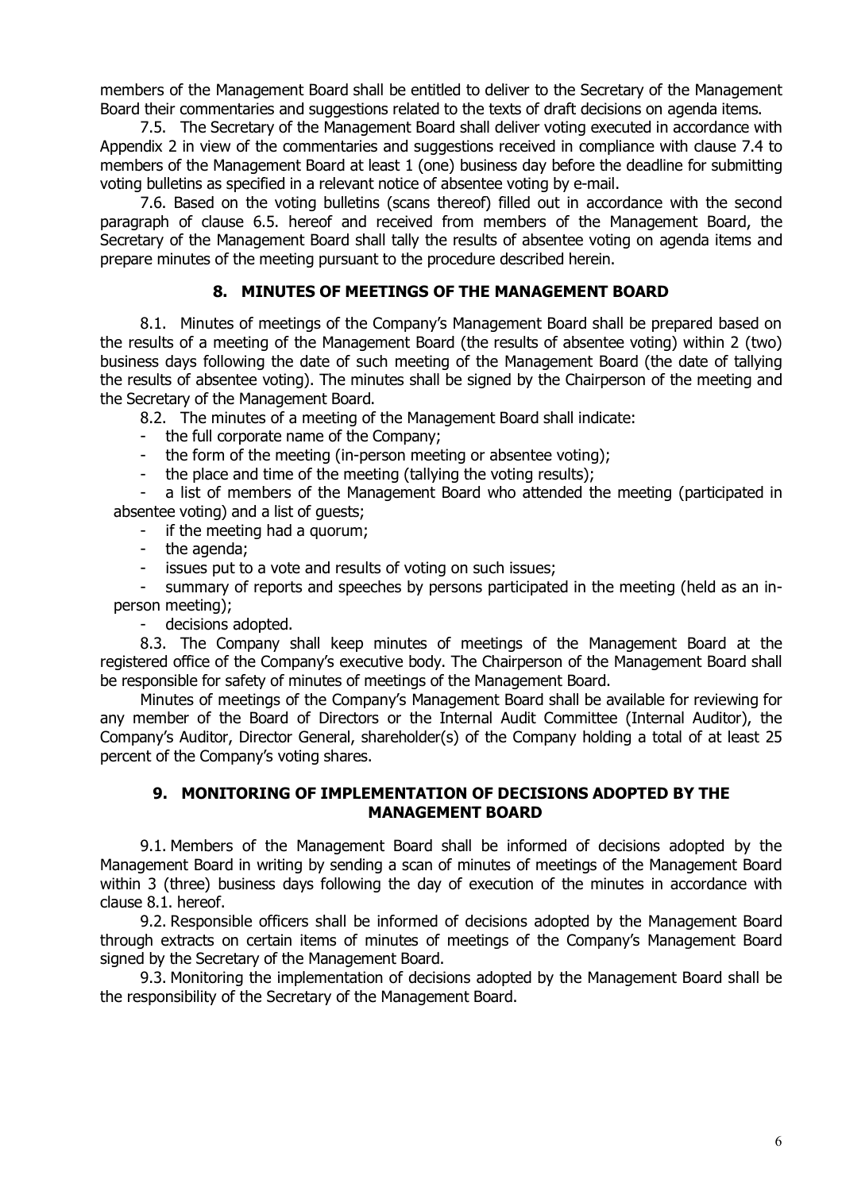members of the Management Board shall be entitled to deliver to the Secretary of the Management Board their commentaries and suggestions related to the texts of draft decisions on agenda items.

7.5. The Secretary of the Management Board shall deliver voting executed in accordance with Appendix 2 in view of the commentaries and suggestions received in compliance with clause 7.4 to members of the Management Board at least 1 (one) business day before the deadline for submitting voting bulletins as specified in a relevant notice of absentee voting by e-mail.

7.6. Based on the voting bulletins (scans thereof) filled out in accordance with the second paragraph of clause 6.5. hereof and received from members of the Management Board, the Secretary of the Management Board shall tally the results of absentee voting on agenda items and prepare minutes of the meeting pursuant to the procedure described herein.

## 8. MINUTES OF MEETINGS OF THE MANAGEMENT BOARD

8.1. Minutes of meetings of the Company's Management Board shall be prepared based on the results of a meeting of the Management Board (the results of absentee voting) within 2 (two) business days following the date of such meeting of the Management Board (the date of tallying the results of absentee voting). The minutes shall be signed by the Chairperson of the meeting and the Secretary of the Management Board.

8.2. The minutes of a meeting of the Management Board shall indicate:

- the full corporate name of the Company;
- the form of the meeting (in-person meeting or absentee voting);
- the place and time of the meeting (tallying the voting results);
- a list of members of the Management Board who attended the meeting (participated in absentee voting) and a list of guests;
- if the meeting had a quorum;
- the agenda;
- issues put to a vote and results of voting on such issues;
- summary of reports and speeches by persons participated in the meeting (held as an in-person meeting);
- decisions adopted.

8.3. The Company shall keep minutes of meetings of the Management Board at the registered office of the Company's executive body. The Chairperson of the Management Board shall be responsible for safety of minutes of meetings of the Management Board.

Minutes of meetings of the Company's Management Board shall be available for reviewing for any member of the Board of Directors or the Internal Audit Committee (Internal Auditor), the Company's Auditor, Director General, shareholder(s) of the Company holding a total of at least 25 percent of the Company's voting shares.

## 9. MONITORING OF IMPLEMENTATION OF DECISIONS ADOPTED BY THE MANAGEMENT BOARD

9.1. Members of the Management Board shall be informed of decisions adopted by the Management Board in writing by sending a scan of minutes of meetings of the Management Board within 3 (three) business days following the day of execution of the minutes in accordance with clause 8.1. hereof.

9.2. Responsible officers shall be informed of decisions adopted by the Management Board through extracts on certain items of minutes of meetings of the Company's Management Board signed by the Secretary of the Management Board.

9.3. Monitoring the implementation of decisions adopted by the Management Board shall be the responsibility of the Secretary of the Management Board.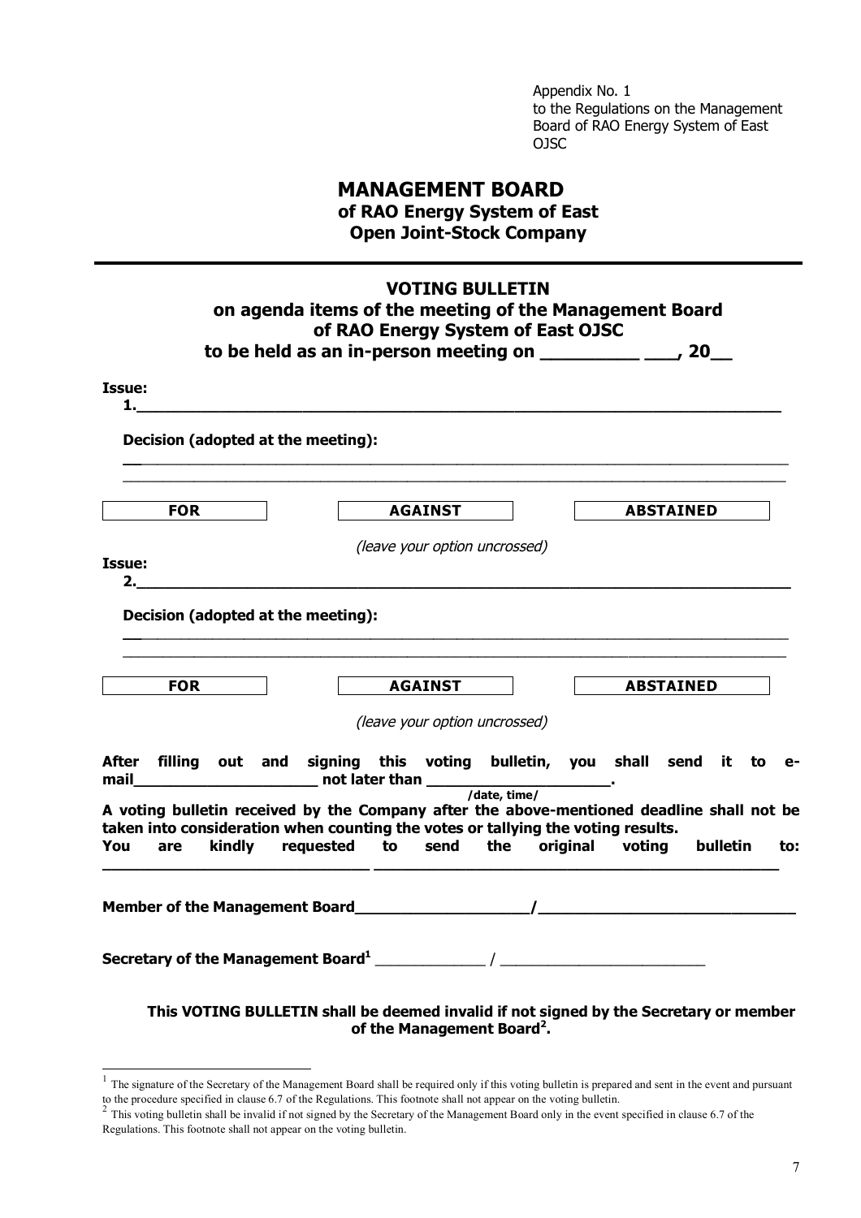Appendix No. 1
to the Regulations on the Management Board of RAO Energy System of East OJSC

# MANAGEMENT BOARD
**of RAO Energy System of East**
**Open Joint-Stock Company**

---

## VOTING BULLETIN
**on agenda items of the meeting of the Management Board of RAO Energy System of East OJSC to be held as an in-person meeting on __________ ___, 20__**

**Issue:**
**1.______________________________________________________________________**

**Decision (adopted at the meeting):**

______________________________________________________________________________
______________________________________________________________________________

| FOR | AGAINST | ABSTAINED |
|---|---|---|

*(leave your option uncrossed)*

**Issue:**
**2.______________________________________________________________________**

**Decision (adopted at the meeting):**

______________________________________________________________________________
______________________________________________________________________________

| FOR | AGAINST | ABSTAINED |
|---|---|---|

*(leave your option uncrossed)*

**After filling out and signing this voting bulletin, you shall send it to e-mail____________________ not later than ____________________.**
**/date, time/**

**A voting bulletin received by the Company after the above-mentioned deadline shall not be taken into consideration when counting the votes or tallying the voting results.**

**You are kindly requested to send the original voting bulletin to:**
**______________________________ ______________________________________________**

**Member of the Management Board___________________/____________________________**

**Secretary of the Management Board[1]** _____________ / ________________________

**This VOTING BULLETIN shall be deemed invalid if not signed by the Secretary or member of the Management Board[2].**

---

[1] The signature of the Secretary of the Management Board shall be required only if this voting bulletin is prepared and sent in the event and pursuant to the procedure specified in clause 6.7 of the Regulations. This footnote shall not appear on the voting bulletin.

[2] This voting bulletin shall be invalid if not signed by the Secretary of the Management Board only in the event specified in clause 6.7 of the Regulations. This footnote shall not appear on the voting bulletin.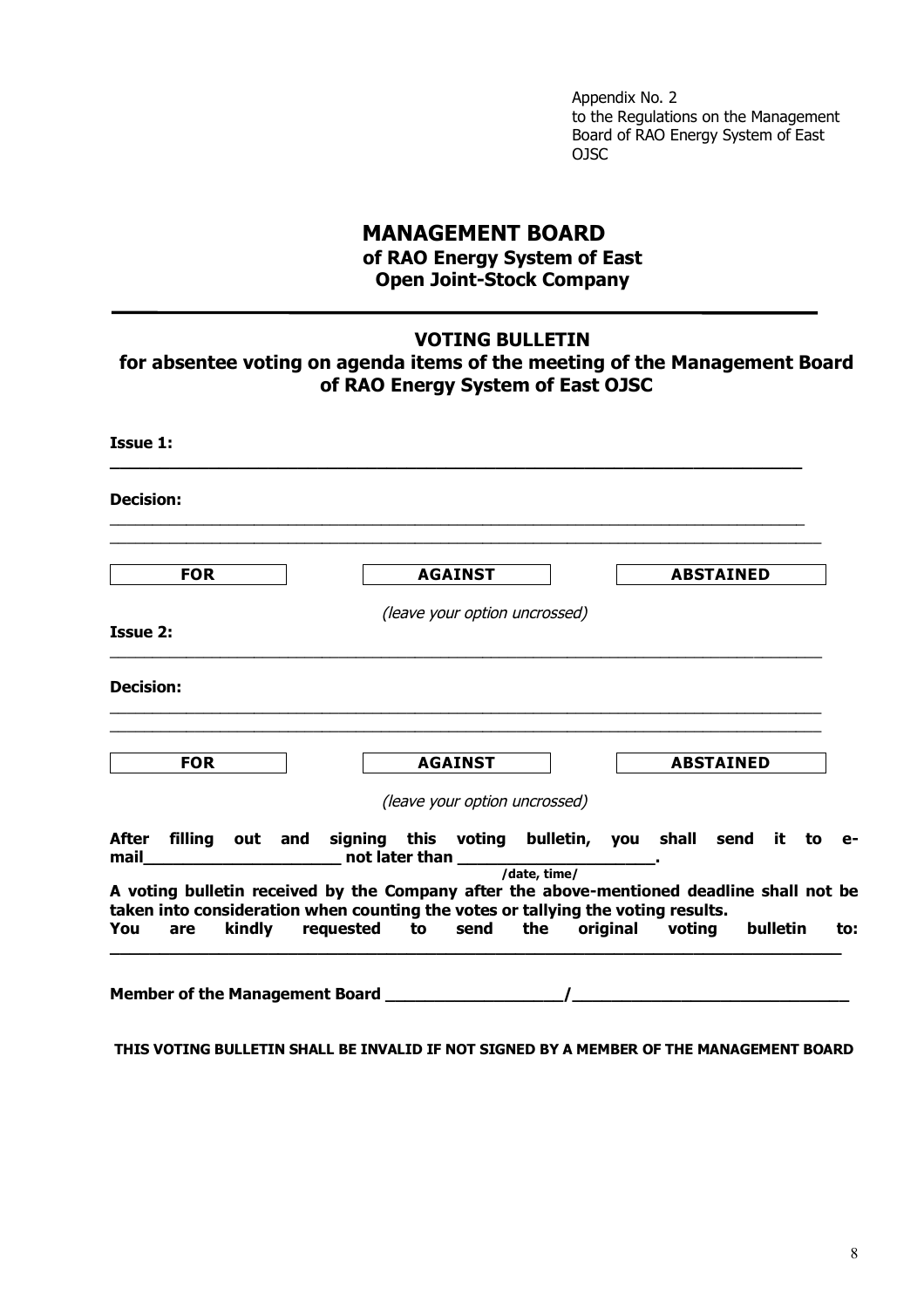Appendix No. 2
to the Regulations on the Management Board of RAO Energy System of East OJSC

# MANAGEMENT BOARD
## of RAO Energy System of East Open Joint-Stock Company

---

## VOTING BULLETIN
### for absentee voting on agenda items of the meeting of the Management Board of RAO Energy System of East OJSC

**Issue 1:**

______________________________________________________________________

**Decision:**

______________________________________________________________________

______________________________________________________________________

| FOR | AGAINST | ABSTAINED |
|---|---|---|

*(leave your option uncrossed)*

**Issue 2:**

______________________________________________________________________

**Decision:**

______________________________________________________________________

______________________________________________________________________

| FOR | AGAINST | ABSTAINED |
|---|---|---|

*(leave your option uncrossed)*

**After filling out and signing this voting bulletin, you shall send it to e-mail____________________ not later than ____________________.**
**/date, time/**

**A voting bulletin received by the Company after the above-mentioned deadline shall not be taken into consideration when counting the votes or tallying the voting results.**

**You are kindly requested to send the original voting bulletin to:**

______________________________________________________________________

**Member of the Management Board __________________/____________________________**

**THIS VOTING BULLETIN SHALL BE INVALID IF NOT SIGNED BY A MEMBER OF THE MANAGEMENT BOARD**